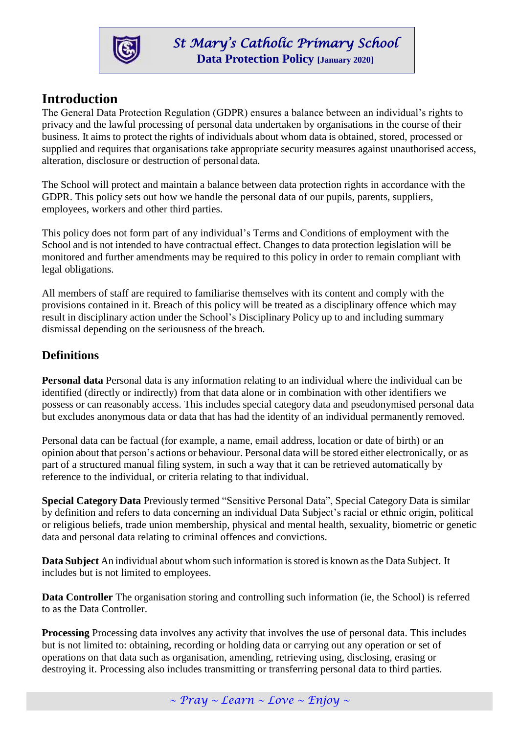# St Mary's Catholic Primary School

**Data Protection Policy [January 2020]**

## Introduction

The General Data Protection Regulation (GDPR) ensures a balance between an individual's rights to privacy and the lawful processing of personal data undertaken by organisations in the course of their business. It aims to protect the rights of individuals about whom data is obtained, stored, processed or supplied and requires that organisations take appropriate security measures against unauthorised access, alteration, disclosure or destruction of personal data.

The School will protect and maintain a balance between data protection rights in accordance with the GDPR. This policy sets out how we handle the personal data of our pupils, parents, suppliers, employees, workers and other third parties.

This policy does not form part of any individual's Terms and Conditions of employment with the School and is not intended to have contractual effect. Changes to data protection legislation will be monitored and further amendments may be required to this policy in order to remain compliant with legal obligations.

All members of staff are required to familiarise themselves with its content and comply with the provisions contained in it. Breach of this policy will be treated as a disciplinary offence which may result in disciplinary action under the School's Disciplinary Policy up to and including summary dismissal depending on the seriousness of the breach.

## Definitions

**Personal data** Personal data is any information relating to an individual where the individual can be identified (directly or indirectly) from that data alone or in combination with other identifiers we possess or can reasonably access. This includes special category data and pseudonymised personal data but excludes anonymous data or data that has had the identity of an individual permanently removed.

Personal data can be factual (for example, a name, email address, location or date of birth) or an opinion about that person's actions or behaviour. Personal data will be stored either electronically, or as part of a structured manual filing system, in such a way that it can be retrieved automatically by reference to the individual, or criteria relating to that individual.

**Special Category Data** Previously termed "Sensitive Personal Data", Special Category Data is similar by definition and refers to data concerning an individual Data Subject's racial or ethnic origin, political or religious beliefs, trade union membership, physical and mental health, sexuality, biometric or genetic data and personal data relating to criminal offences and convictions.

**Data Subject** An individual about whom such information is stored is known as the Data Subject. It includes but is not limited to employees.

**Data Controller** The organisation storing and controlling such information (ie, the School) is referred to as the Data Controller.

**Processing** Processing data involves any activity that involves the use of personal data. This includes but is not limited to: obtaining, recording or holding data or carrying out any operation or set of operations on that data such as organisation, amending, retrieving using, disclosing, erasing or destroying it. Processing also includes transmitting or transferring personal data to third parties.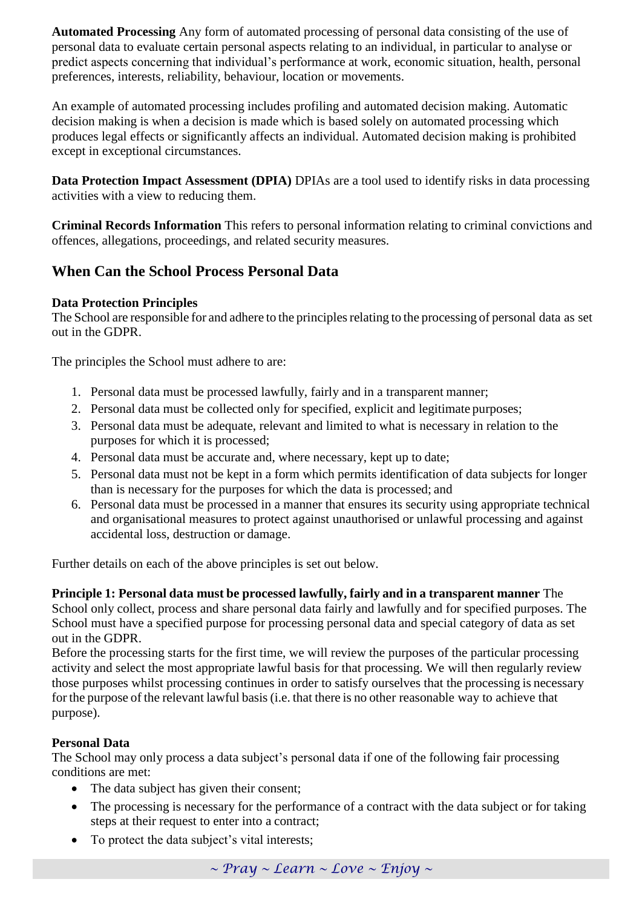**Automated Processing** Any form of automated processing of personal data consisting of the use of personal data to evaluate certain personal aspects relating to an individual, in particular to analyse or predict aspects concerning that individual's performance at work, economic situation, health, personal preferences, interests, reliability, behaviour, location or movements.

An example of automated processing includes profiling and automated decision making. Automatic decision making is when a decision is made which is based solely on automated processing which produces legal effects or significantly affects an individual. Automated decision making is prohibited except in exceptional circumstances.

**Data Protection Impact Assessment (DPIA)** DPIAs are a tool used to identify risks in data processing activities with a view to reducing them.

**Criminal Records Information** This refers to personal information relating to criminal convictions and offences, allegations, proceedings, and related security measures.

## When Can the School Process Personal Data

**Data Protection Principles**
The School are responsible for and adhere to the principles relating to the processing of personal data as set out in the GDPR.

The principles the School must adhere to are:

1. Personal data must be processed lawfully, fairly and in a transparent manner;
2. Personal data must be collected only for specified, explicit and legitimate purposes;
3. Personal data must be adequate, relevant and limited to what is necessary in relation to the purposes for which it is processed;
4. Personal data must be accurate and, where necessary, kept up to date;
5. Personal data must not be kept in a form which permits identification of data subjects for longer than is necessary for the purposes for which the data is processed; and
6. Personal data must be processed in a manner that ensures its security using appropriate technical and organisational measures to protect against unauthorised or unlawful processing and against accidental loss, destruction or damage.

Further details on each of the above principles is set out below.

**Principle 1: Personal data must be processed lawfully, fairly and in a transparent manner** The School only collect, process and share personal data fairly and lawfully and for specified purposes. The School must have a specified purpose for processing personal data and special category of data as set out in the GDPR.
Before the processing starts for the first time, we will review the purposes of the particular processing activity and select the most appropriate lawful basis for that processing. We will then regularly review those purposes whilst processing continues in order to satisfy ourselves that the processing is necessary for the purpose of the relevant lawful basis (i.e. that there is no other reasonable way to achieve that purpose).

**Personal Data**
The School may only process a data subject's personal data if one of the following fair processing conditions are met:

- The data subject has given their consent;
- The processing is necessary for the performance of a contract with the data subject or for taking steps at their request to enter into a contract;
- To protect the data subject's vital interests;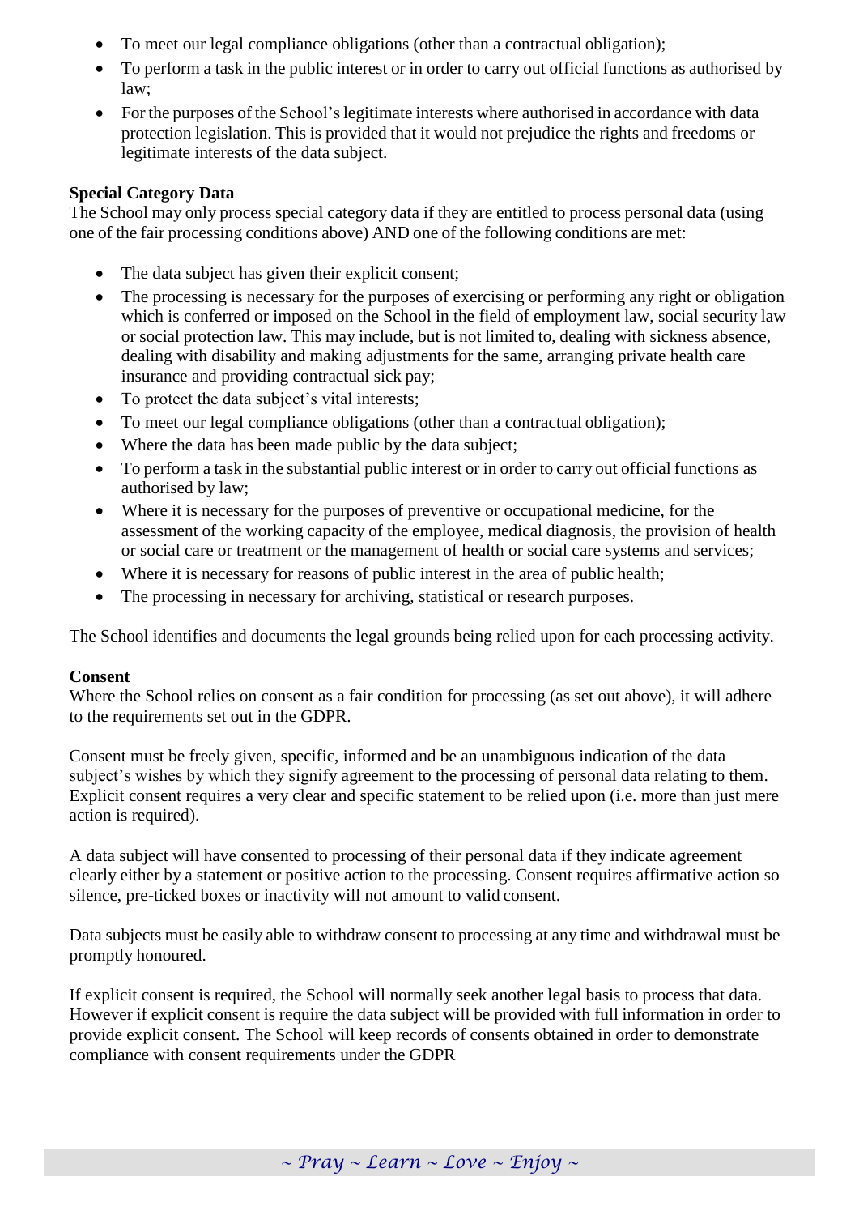- To meet our legal compliance obligations (other than a contractual obligation);
- To perform a task in the public interest or in order to carry out official functions as authorised by law;
- For the purposes of the School's legitimate interests where authorised in accordance with data protection legislation. This is provided that it would not prejudice the rights and freedoms or legitimate interests of the data subject.

**Special Category Data**
The School may only process special category data if they are entitled to process personal data (using one of the fair processing conditions above) AND one of the following conditions are met:

- The data subject has given their explicit consent;
- The processing is necessary for the purposes of exercising or performing any right or obligation which is conferred or imposed on the School in the field of employment law, social security law or social protection law. This may include, but is not limited to, dealing with sickness absence, dealing with disability and making adjustments for the same, arranging private health care insurance and providing contractual sick pay;
- To protect the data subject's vital interests;
- To meet our legal compliance obligations (other than a contractual obligation);
- Where the data has been made public by the data subject;
- To perform a task in the substantial public interest or in order to carry out official functions as authorised by law;
- Where it is necessary for the purposes of preventive or occupational medicine, for the assessment of the working capacity of the employee, medical diagnosis, the provision of health or social care or treatment or the management of health or social care systems and services;
- Where it is necessary for reasons of public interest in the area of public health;
- The processing in necessary for archiving, statistical or research purposes.

The School identifies and documents the legal grounds being relied upon for each processing activity.

**Consent**
Where the School relies on consent as a fair condition for processing (as set out above), it will adhere to the requirements set out in the GDPR.

Consent must be freely given, specific, informed and be an unambiguous indication of the data subject's wishes by which they signify agreement to the processing of personal data relating to them. Explicit consent requires a very clear and specific statement to be relied upon (i.e. more than just mere action is required).

A data subject will have consented to processing of their personal data if they indicate agreement clearly either by a statement or positive action to the processing. Consent requires affirmative action so silence, pre-ticked boxes or inactivity will not amount to valid consent.

Data subjects must be easily able to withdraw consent to processing at any time and withdrawal must be promptly honoured.

If explicit consent is required, the School will normally seek another legal basis to process that data. However if explicit consent is require the data subject will be provided with full information in order to provide explicit consent. The School will keep records of consents obtained in order to demonstrate compliance with consent requirements under the GDPR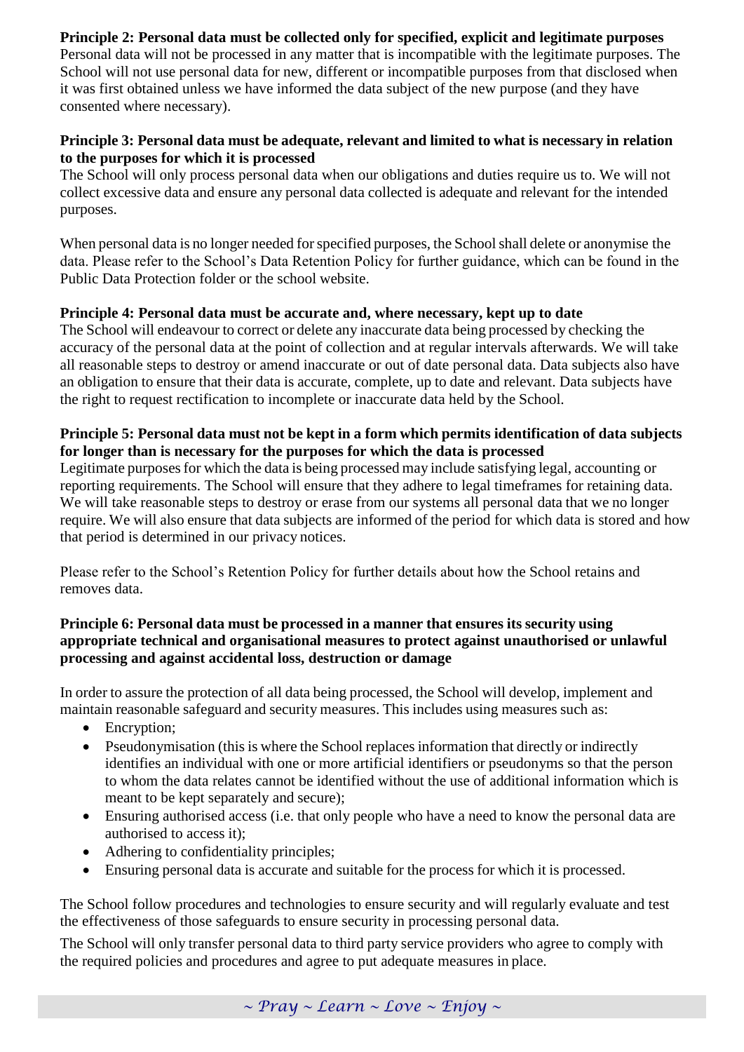**Principle 2: Personal data must be collected only for specified, explicit and legitimate purposes**
Personal data will not be processed in any matter that is incompatible with the legitimate purposes. The School will not use personal data for new, different or incompatible purposes from that disclosed when it was first obtained unless we have informed the data subject of the new purpose (and they have consented where necessary).

**Principle 3: Personal data must be adequate, relevant and limited to what is necessary in relation to the purposes for which it is processed**
The School will only process personal data when our obligations and duties require us to. We will not collect excessive data and ensure any personal data collected is adequate and relevant for the intended purposes.

When personal data is no longer needed for specified purposes, the School shall delete or anonymise the data. Please refer to the School's Data Retention Policy for further guidance, which can be found in the Public Data Protection folder or the school website.

**Principle 4: Personal data must be accurate and, where necessary, kept up to date**
The School will endeavour to correct or delete any inaccurate data being processed by checking the accuracy of the personal data at the point of collection and at regular intervals afterwards. We will take all reasonable steps to destroy or amend inaccurate or out of date personal data. Data subjects also have an obligation to ensure that their data is accurate, complete, up to date and relevant. Data subjects have the right to request rectification to incomplete or inaccurate data held by the School.

**Principle 5: Personal data must not be kept in a form which permits identification of data subjects for longer than is necessary for the purposes for which the data is processed**
Legitimate purposes for which the data is being processed may include satisfying legal, accounting or reporting requirements. The School will ensure that they adhere to legal timeframes for retaining data. We will take reasonable steps to destroy or erase from our systems all personal data that we no longer require. We will also ensure that data subjects are informed of the period for which data is stored and how that period is determined in our privacy notices.

Please refer to the School's Retention Policy for further details about how the School retains and removes data.

**Principle 6: Personal data must be processed in a manner that ensures its security using appropriate technical and organisational measures to protect against unauthorised or unlawful processing and against accidental loss, destruction or damage**

In order to assure the protection of all data being processed, the School will develop, implement and maintain reasonable safeguard and security measures. This includes using measures such as:

- Encryption;
- Pseudonymisation (this is where the School replaces information that directly or indirectly identifies an individual with one or more artificial identifiers or pseudonyms so that the person to whom the data relates cannot be identified without the use of additional information which is meant to be kept separately and secure);
- Ensuring authorised access (i.e. that only people who have a need to know the personal data are authorised to access it);
- Adhering to confidentiality principles;
- Ensuring personal data is accurate and suitable for the process for which it is processed.

The School follow procedures and technologies to ensure security and will regularly evaluate and test the effectiveness of those safeguards to ensure security in processing personal data.

The School will only transfer personal data to third party service providers who agree to comply with the required policies and procedures and agree to put adequate measures in place.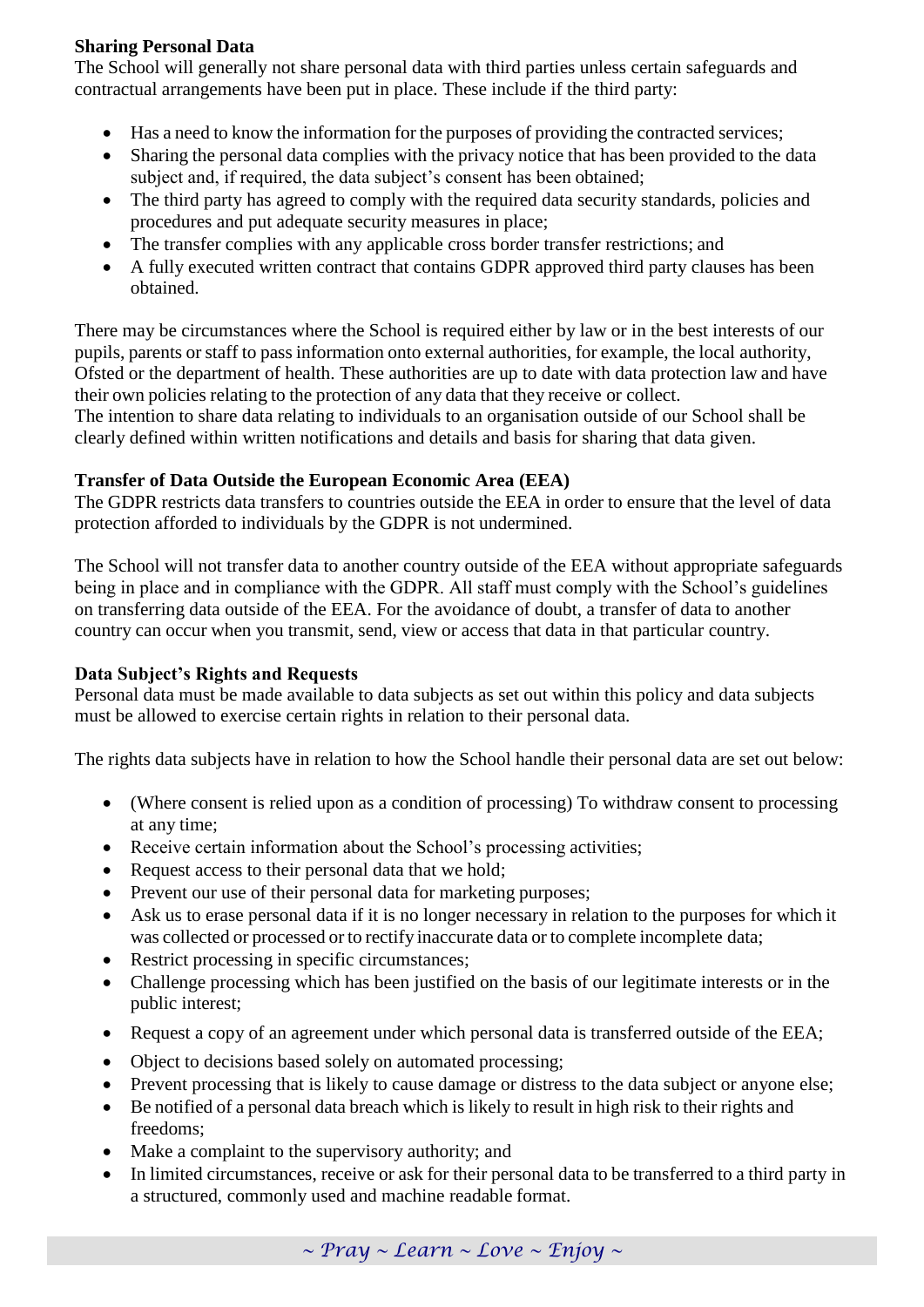**Sharing Personal Data**

The School will generally not share personal data with third parties unless certain safeguards and contractual arrangements have been put in place. These include if the third party:

- Has a need to know the information for the purposes of providing the contracted services;
- Sharing the personal data complies with the privacy notice that has been provided to the data subject and, if required, the data subject's consent has been obtained;
- The third party has agreed to comply with the required data security standards, policies and procedures and put adequate security measures in place;
- The transfer complies with any applicable cross border transfer restrictions; and
- A fully executed written contract that contains GDPR approved third party clauses has been obtained.

There may be circumstances where the School is required either by law or in the best interests of our pupils, parents or staff to pass information onto external authorities, for example, the local authority, Ofsted or the department of health. These authorities are up to date with data protection law and have their own policies relating to the protection of any data that they receive or collect.
The intention to share data relating to individuals to an organisation outside of our School shall be clearly defined within written notifications and details and basis for sharing that data given.

**Transfer of Data Outside the European Economic Area (EEA)**

The GDPR restricts data transfers to countries outside the EEA in order to ensure that the level of data protection afforded to individuals by the GDPR is not undermined.

The School will not transfer data to another country outside of the EEA without appropriate safeguards being in place and in compliance with the GDPR. All staff must comply with the School's guidelines on transferring data outside of the EEA. For the avoidance of doubt, a transfer of data to another country can occur when you transmit, send, view or access that data in that particular country.

**Data Subject's Rights and Requests**

Personal data must be made available to data subjects as set out within this policy and data subjects must be allowed to exercise certain rights in relation to their personal data.

The rights data subjects have in relation to how the School handle their personal data are set out below:

- (Where consent is relied upon as a condition of processing) To withdraw consent to processing at any time;
- Receive certain information about the School's processing activities;
- Request access to their personal data that we hold;
- Prevent our use of their personal data for marketing purposes;
- Ask us to erase personal data if it is no longer necessary in relation to the purposes for which it was collected or processed or to rectify inaccurate data or to complete incomplete data;
- Restrict processing in specific circumstances;
- Challenge processing which has been justified on the basis of our legitimate interests or in the public interest;
- Request a copy of an agreement under which personal data is transferred outside of the EEA;
- Object to decisions based solely on automated processing;
- Prevent processing that is likely to cause damage or distress to the data subject or anyone else;
- Be notified of a personal data breach which is likely to result in high risk to their rights and freedoms;
- Make a complaint to the supervisory authority; and
- In limited circumstances, receive or ask for their personal data to be transferred to a third party in a structured, commonly used and machine readable format.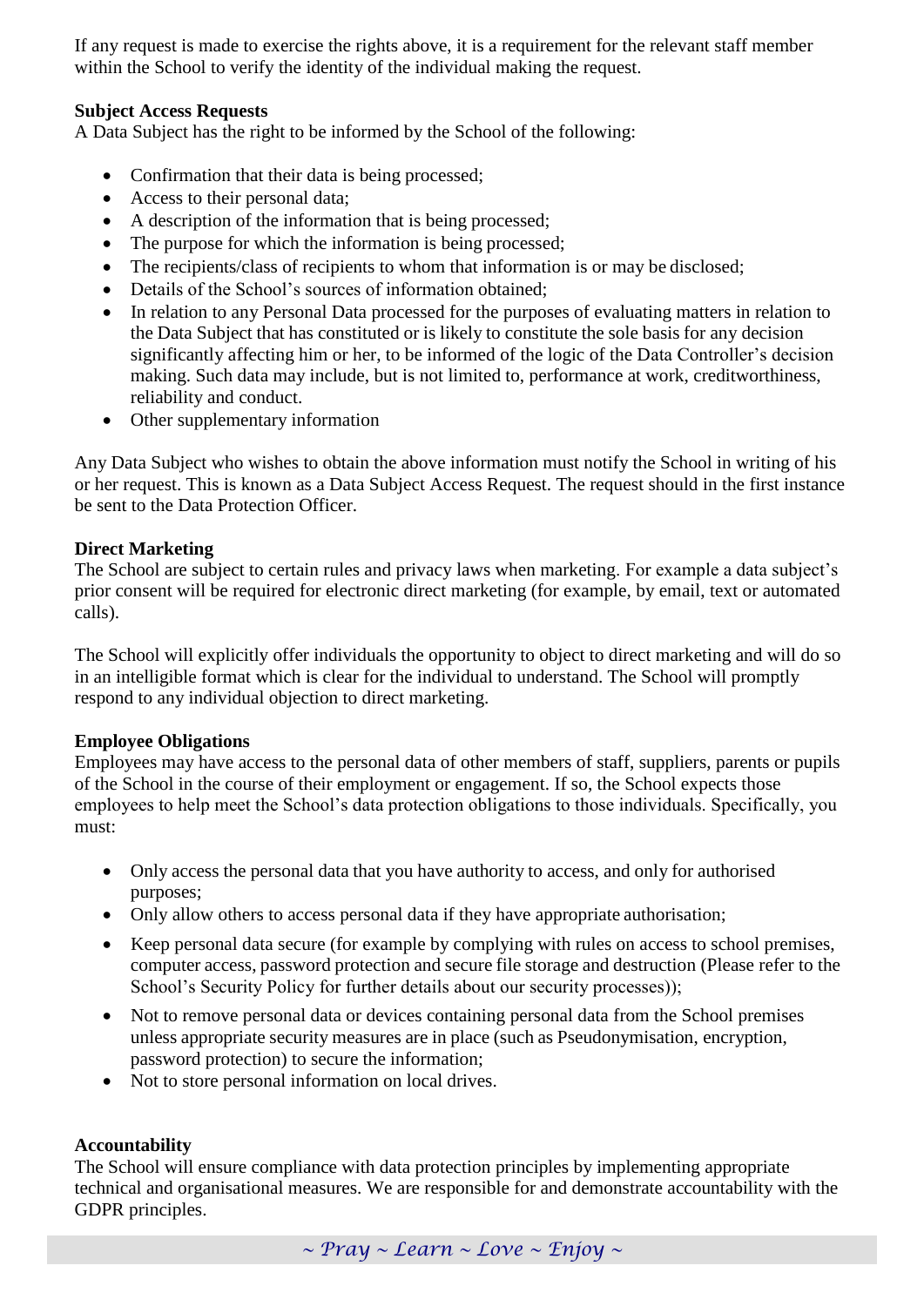If any request is made to exercise the rights above, it is a requirement for the relevant staff member within the School to verify the identity of the individual making the request.

**Subject Access Requests**

A Data Subject has the right to be informed by the School of the following:

- Confirmation that their data is being processed;
- Access to their personal data;
- A description of the information that is being processed;
- The purpose for which the information is being processed;
- The recipients/class of recipients to whom that information is or may be disclosed;
- Details of the School's sources of information obtained;
- In relation to any Personal Data processed for the purposes of evaluating matters in relation to the Data Subject that has constituted or is likely to constitute the sole basis for any decision significantly affecting him or her, to be informed of the logic of the Data Controller's decision making. Such data may include, but is not limited to, performance at work, creditworthiness, reliability and conduct.
- Other supplementary information

Any Data Subject who wishes to obtain the above information must notify the School in writing of his or her request. This is known as a Data Subject Access Request. The request should in the first instance be sent to the Data Protection Officer.

**Direct Marketing**

The School are subject to certain rules and privacy laws when marketing. For example a data subject's prior consent will be required for electronic direct marketing (for example, by email, text or automated calls).

The School will explicitly offer individuals the opportunity to object to direct marketing and will do so in an intelligible format which is clear for the individual to understand. The School will promptly respond to any individual objection to direct marketing.

**Employee Obligations**

Employees may have access to the personal data of other members of staff, suppliers, parents or pupils of the School in the course of their employment or engagement. If so, the School expects those employees to help meet the School's data protection obligations to those individuals. Specifically, you must:

- Only access the personal data that you have authority to access, and only for authorised purposes;
- Only allow others to access personal data if they have appropriate authorisation;
- Keep personal data secure (for example by complying with rules on access to school premises, computer access, password protection and secure file storage and destruction (Please refer to the School's Security Policy for further details about our security processes));
- Not to remove personal data or devices containing personal data from the School premises unless appropriate security measures are in place (such as Pseudonymisation, encryption, password protection) to secure the information;
- Not to store personal information on local drives.

**Accountability**

The School will ensure compliance with data protection principles by implementing appropriate technical and organisational measures. We are responsible for and demonstrate accountability with the GDPR principles.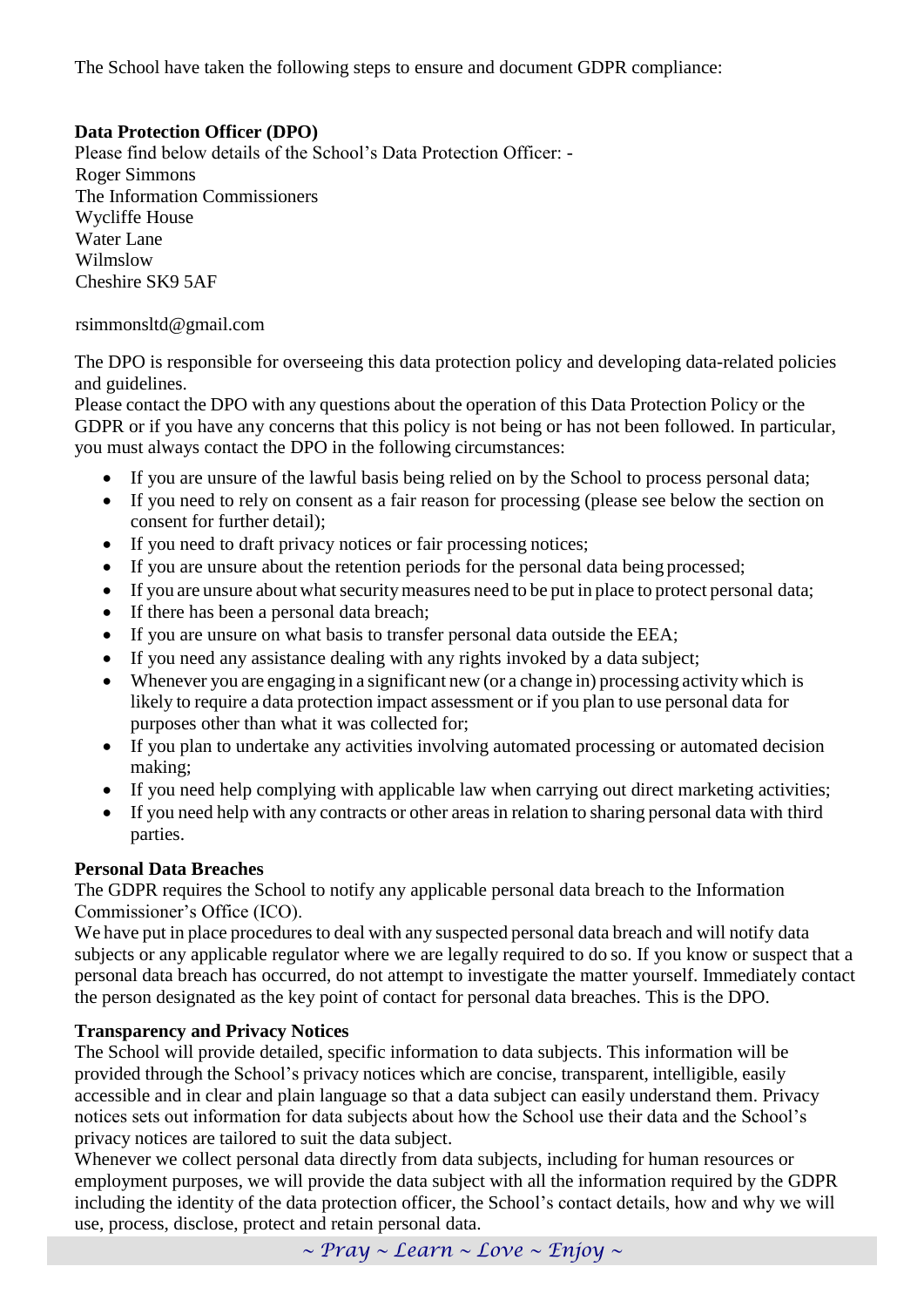The School have taken the following steps to ensure and document GDPR compliance:

**Data Protection Officer (DPO)**
Please find below details of the School's Data Protection Officer: -
Roger Simmons
The Information Commissioners
Wycliffe House
Water Lane
Wilmslow
Cheshire SK9 5AF

rsimmonsltd@gmail.com

The DPO is responsible for overseeing this data protection policy and developing data-related policies and guidelines.
Please contact the DPO with any questions about the operation of this Data Protection Policy or the GDPR or if you have any concerns that this policy is not being or has not been followed. In particular, you must always contact the DPO in the following circumstances:

- If you are unsure of the lawful basis being relied on by the School to process personal data;
- If you need to rely on consent as a fair reason for processing (please see below the section on consent for further detail);
- If you need to draft privacy notices or fair processing notices;
- If you are unsure about the retention periods for the personal data being processed;
- If you are unsure about what security measures need to be put in place to protect personal data;
- If there has been a personal data breach;
- If you are unsure on what basis to transfer personal data outside the EEA;
- If you need any assistance dealing with any rights invoked by a data subject;
- Whenever you are engaging in a significant new (or a change in) processing activity which is likely to require a data protection impact assessment or if you plan to use personal data for purposes other than what it was collected for;
- If you plan to undertake any activities involving automated processing or automated decision making;
- If you need help complying with applicable law when carrying out direct marketing activities;
- If you need help with any contracts or other areas in relation to sharing personal data with third parties.

**Personal Data Breaches**
The GDPR requires the School to notify any applicable personal data breach to the Information Commissioner's Office (ICO).
We have put in place procedures to deal with any suspected personal data breach and will notify data subjects or any applicable regulator where we are legally required to do so. If you know or suspect that a personal data breach has occurred, do not attempt to investigate the matter yourself. Immediately contact the person designated as the key point of contact for personal data breaches. This is the DPO.

**Transparency and Privacy Notices**
The School will provide detailed, specific information to data subjects. This information will be provided through the School's privacy notices which are concise, transparent, intelligible, easily accessible and in clear and plain language so that a data subject can easily understand them. Privacy notices sets out information for data subjects about how the School use their data and the School's privacy notices are tailored to suit the data subject.
Whenever we collect personal data directly from data subjects, including for human resources or employment purposes, we will provide the data subject with all the information required by the GDPR including the identity of the data protection officer, the School's contact details, how and why we will use, process, disclose, protect and retain personal data.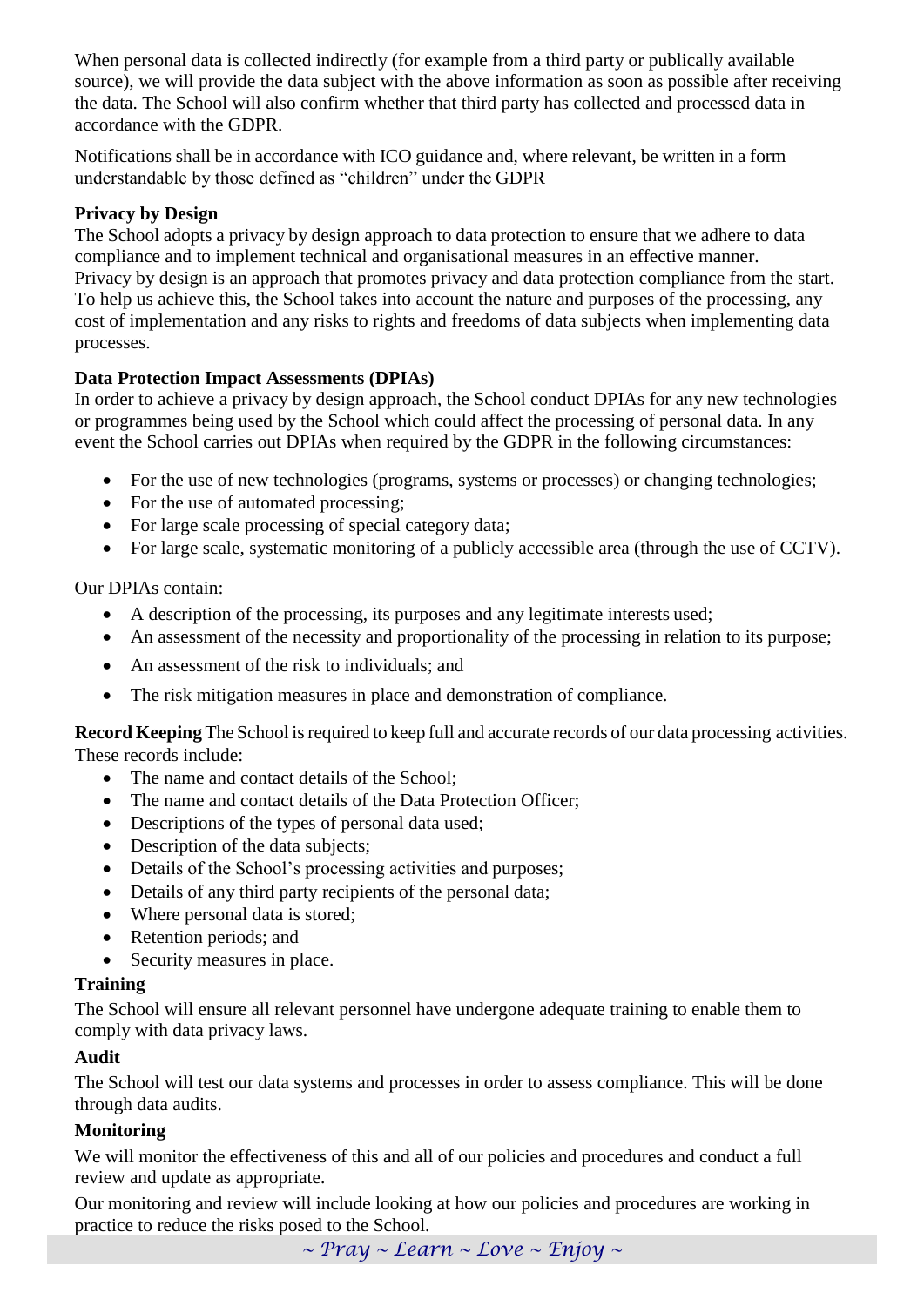When personal data is collected indirectly (for example from a third party or publically available source), we will provide the data subject with the above information as soon as possible after receiving the data. The School will also confirm whether that third party has collected and processed data in accordance with the GDPR.

Notifications shall be in accordance with ICO guidance and, where relevant, be written in a form understandable by those defined as "children" under the GDPR

**Privacy by Design**
The School adopts a privacy by design approach to data protection to ensure that we adhere to data compliance and to implement technical and organisational measures in an effective manner. Privacy by design is an approach that promotes privacy and data protection compliance from the start. To help us achieve this, the School takes into account the nature and purposes of the processing, any cost of implementation and any risks to rights and freedoms of data subjects when implementing data processes.

**Data Protection Impact Assessments (DPIAs)**
In order to achieve a privacy by design approach, the School conduct DPIAs for any new technologies or programmes being used by the School which could affect the processing of personal data. In any event the School carries out DPIAs when required by the GDPR in the following circumstances:

- For the use of new technologies (programs, systems or processes) or changing technologies;
- For the use of automated processing;
- For large scale processing of special category data;
- For large scale, systematic monitoring of a publicly accessible area (through the use of CCTV).

Our DPIAs contain:

- A description of the processing, its purposes and any legitimate interests used;
- An assessment of the necessity and proportionality of the processing in relation to its purpose;
- An assessment of the risk to individuals; and
- The risk mitigation measures in place and demonstration of compliance.

**Record Keeping** The School is required to keep full and accurate records of our data processing activities. These records include:

- The name and contact details of the School;
- The name and contact details of the Data Protection Officer;
- Descriptions of the types of personal data used;
- Description of the data subjects;
- Details of the School's processing activities and purposes;
- Details of any third party recipients of the personal data;
- Where personal data is stored;
- Retention periods; and
- Security measures in place.

**Training**

The School will ensure all relevant personnel have undergone adequate training to enable them to comply with data privacy laws.

**Audit**

The School will test our data systems and processes in order to assess compliance. This will be done through data audits.

**Monitoring**

We will monitor the effectiveness of this and all of our policies and procedures and conduct a full review and update as appropriate.

Our monitoring and review will include looking at how our policies and procedures are working in practice to reduce the risks posed to the School.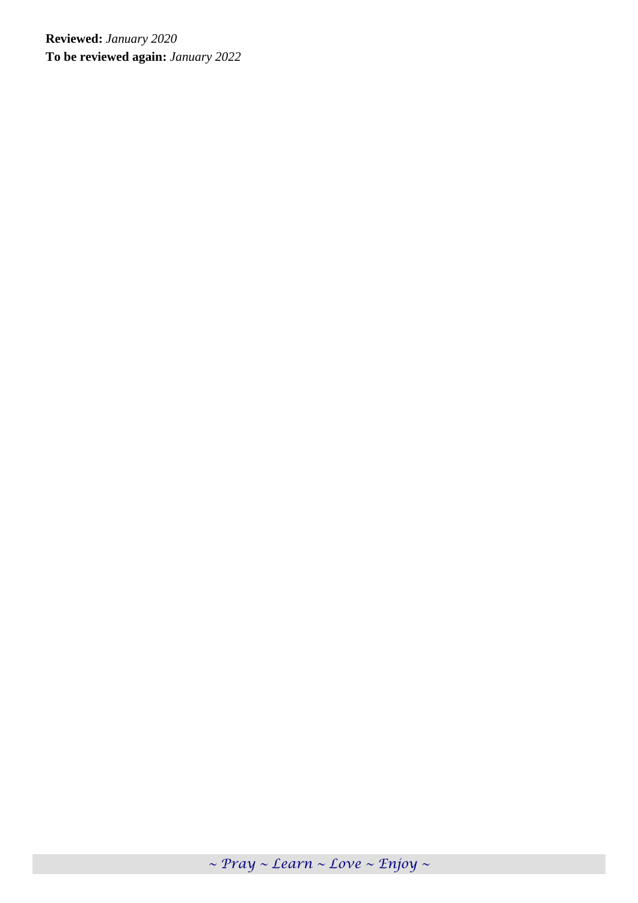**Reviewed:** *January 2020*
**To be reviewed again:** *January 2022*